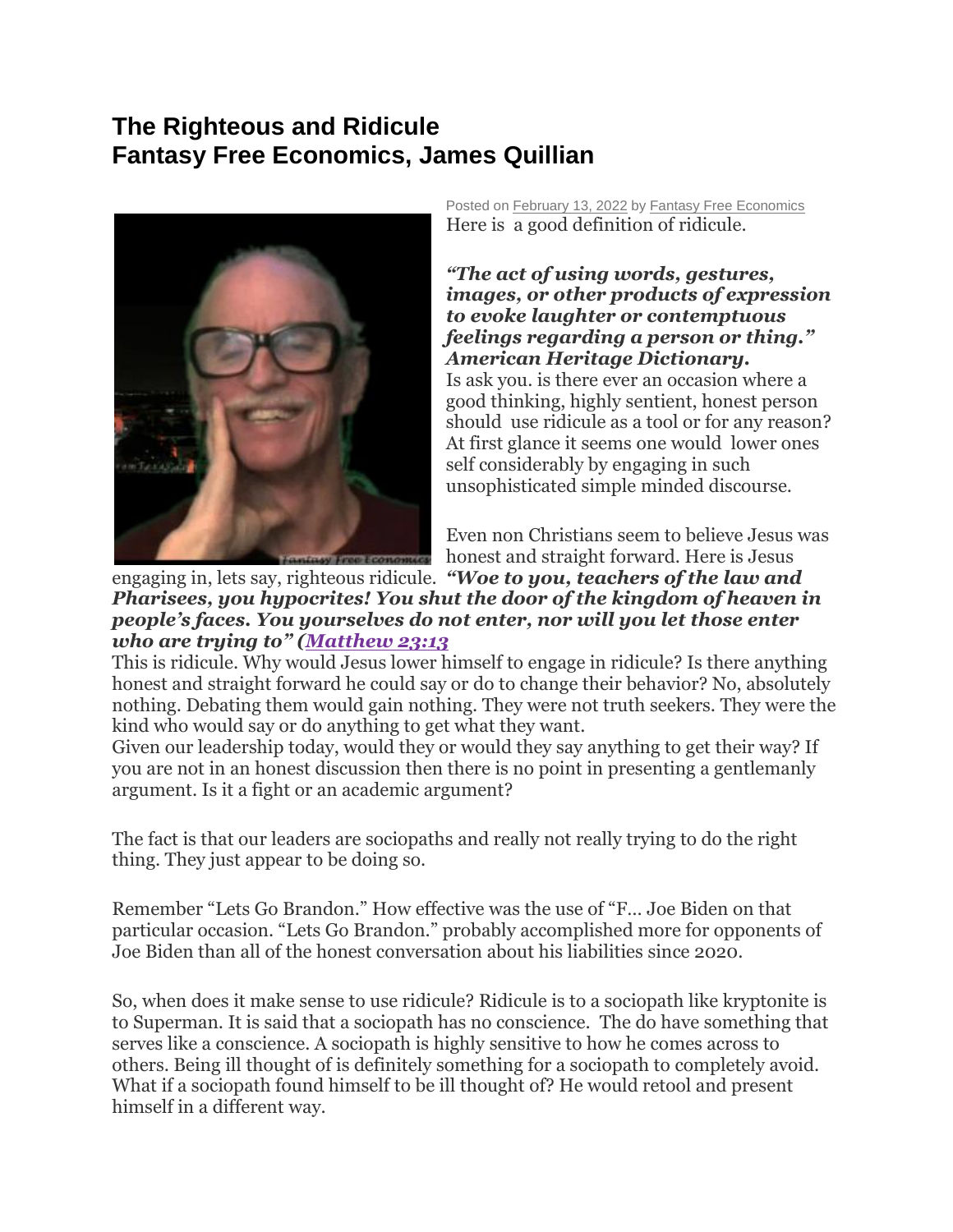# The Righteous and Ridicule
# Fantasy Free Economics, James Quillian

Posted on February 13, 2022 by Fantasy Free Economics

Here is a good definition of ridicule.

***"The act of using words, gestures, images, or other products of expression to evoke laughter or contemptuous feelings regarding a person or thing." American Heritage Dictionary.***

Is ask you. is there ever an occasion where a good thinking, highly sentient, honest person should use ridicule as a tool or for any reason? At first glance it seems one would lower ones self considerably by engaging in such unsophisticated simple minded discourse.

Even non Christians seem to believe Jesus was honest and straight forward. Here is Jesus engaging in, lets say, righteous ridicule. ***"Woe to you, teachers of the law and Pharisees, you hypocrites! You shut the door of the kingdom of heaven in people's faces. You yourselves do not enter, nor will you let those enter who are trying to" (Matthew 23:13***

This is ridicule. Why would Jesus lower himself to engage in ridicule? Is there anything honest and straight forward he could say or do to change their behavior? No, absolutely nothing. Debating them would gain nothing. They were not truth seekers. They were the kind who would say or do anything to get what they want.

Given our leadership today, would they or would they say anything to get their way? If you are not in an honest discussion then there is no point in presenting a gentlemanly argument. Is it a fight or an academic argument?

The fact is that our leaders are sociopaths and really not really trying to do the right thing. They just appear to be doing so.

Remember "Lets Go Brandon." How effective was the use of "F… Joe Biden on that particular occasion. "Lets Go Brandon." probably accomplished more for opponents of Joe Biden than all of the honest conversation about his liabilities since 2020.

So, when does it make sense to use ridicule? Ridicule is to a sociopath like kryptonite is to Superman. It is said that a sociopath has no conscience. The do have something that serves like a conscience. A sociopath is highly sensitive to how he comes across to others. Being ill thought of is definitely something for a sociopath to completely avoid. What if a sociopath found himself to be ill thought of? He would retool and present himself in a different way.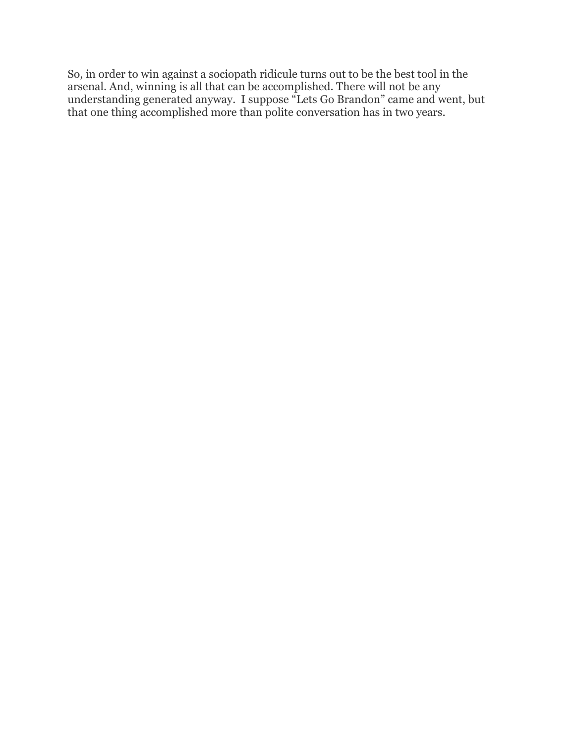So, in order to win against a sociopath ridicule turns out to be the best tool in the arsenal. And, winning is all that can be accomplished. There will not be any understanding generated anyway. I suppose “Lets Go Brandon” came and went, but that one thing accomplished more than polite conversation has in two years.